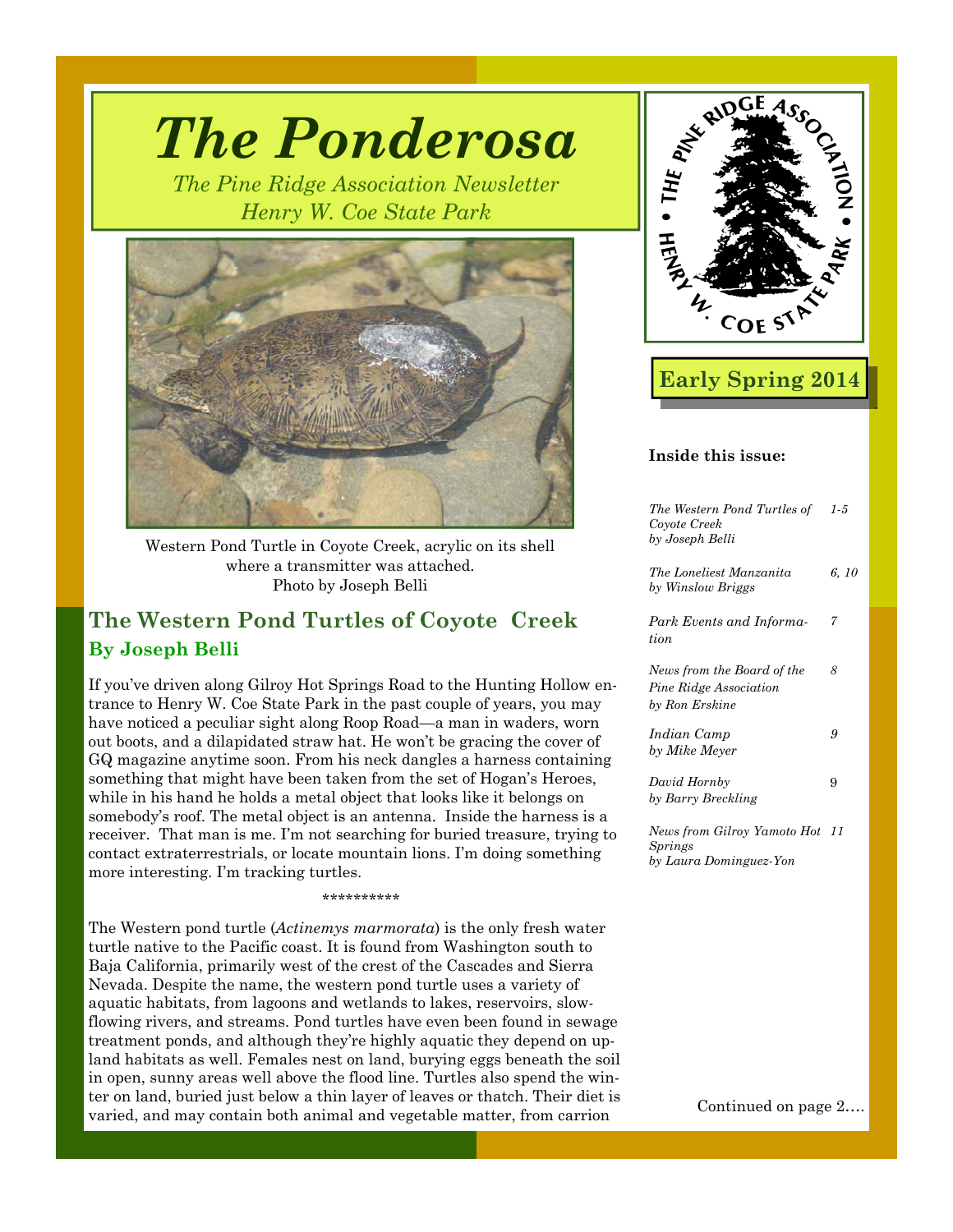# The Ponderosa

*The Pine Ridge Association Newsletter*
*Henry W. Coe State Park*

Western Pond Turtle in Coyote Creek, acrylic on its shell where a transmitter was attached.
Photo by Joseph Belli

**Early Spring 2014**

**Inside this issue:**

| | |
|---|---|
| *The Western Pond Turtles of Coyote Creek by Joseph Belli* | *1-5* |
| *The Loneliest Manzanita by Winslow Briggs* | *6, 10* |
| *Park Events and Information* | *7* |
| *News from the Board of the Pine Ridge Association by Ron Erskine* | *8* |
| *Indian Camp by Mike Meyer* | *9* |
| *David Hornby by Barry Breckling* | 9 |
| *News from Gilroy Yamoto Hot Springs by Laura Dominguez-Yon* | *11* |

## The Western Pond Turtles of Coyote Creek

### By Joseph Belli

If you've driven along Gilroy Hot Springs Road to the Hunting Hollow entrance to Henry W. Coe State Park in the past couple of years, you may have noticed a peculiar sight along Roop Road—a man in waders, worn out boots, and a dilapidated straw hat. He won't be gracing the cover of GQ magazine anytime soon. From his neck dangles a harness containing something that might have been taken from the set of Hogan's Heroes, while in his hand he holds a metal object that looks like it belongs on somebody's roof. The metal object is an antenna. Inside the harness is a receiver. That man is me. I'm not searching for buried treasure, trying to contact extraterrestrials, or locate mountain lions. I'm doing something more interesting. I'm tracking turtles.

**********

The Western pond turtle (*Actinemys marmorata*) is the only fresh water turtle native to the Pacific coast. It is found from Washington south to Baja California, primarily west of the crest of the Cascades and Sierra Nevada. Despite the name, the western pond turtle uses a variety of aquatic habitats, from lagoons and wetlands to lakes, reservoirs, slow-flowing rivers, and streams. Pond turtles have even been found in sewage treatment ponds, and although they're highly aquatic they depend on upland habitats as well. Females nest on land, burying eggs beneath the soil in open, sunny areas well above the flood line. Turtles also spend the winter on land, buried just below a thin layer of leaves or thatch. Their diet is varied, and may contain both animal and vegetable matter, from carrion

Continued on page 2….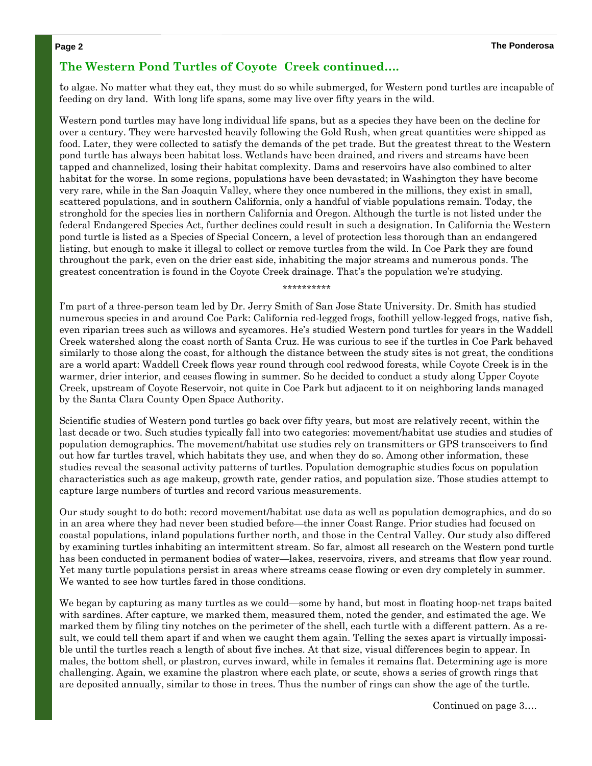## The Western Pond Turtles of Coyote Creek continued....

to algae. No matter what they eat, they must do so while submerged, for Western pond turtles are incapable of feeding on dry land. With long life spans, some may live over fifty years in the wild.

Western pond turtles may have long individual life spans, but as a species they have been on the decline for over a century. They were harvested heavily following the Gold Rush, when great quantities were shipped as food. Later, they were collected to satisfy the demands of the pet trade. But the greatest threat to the Western pond turtle has always been habitat loss. Wetlands have been drained, and rivers and streams have been tapped and channelized, losing their habitat complexity. Dams and reservoirs have also combined to alter habitat for the worse. In some regions, populations have been devastated; in Washington they have become very rare, while in the San Joaquin Valley, where they once numbered in the millions, they exist in small, scattered populations, and in southern California, only a handful of viable populations remain. Today, the stronghold for the species lies in northern California and Oregon. Although the turtle is not listed under the federal Endangered Species Act, further declines could result in such a designation. In California the Western pond turtle is listed as a Species of Special Concern, a level of protection less thorough than an endangered listing, but enough to make it illegal to collect or remove turtles from the wild. In Coe Park they are found throughout the park, even on the drier east side, inhabiting the major streams and numerous ponds. The greatest concentration is found in the Coyote Creek drainage. That's the population we're studying.

**********

I'm part of a three-person team led by Dr. Jerry Smith of San Jose State University. Dr. Smith has studied numerous species in and around Coe Park: California red-legged frogs, foothill yellow-legged frogs, native fish, even riparian trees such as willows and sycamores. He's studied Western pond turtles for years in the Waddell Creek watershed along the coast north of Santa Cruz. He was curious to see if the turtles in Coe Park behaved similarly to those along the coast, for although the distance between the study sites is not great, the conditions are a world apart: Waddell Creek flows year round through cool redwood forests, while Coyote Creek is in the warmer, drier interior, and ceases flowing in summer. So he decided to conduct a study along Upper Coyote Creek, upstream of Coyote Reservoir, not quite in Coe Park but adjacent to it on neighboring lands managed by the Santa Clara County Open Space Authority.

Scientific studies of Western pond turtles go back over fifty years, but most are relatively recent, within the last decade or two. Such studies typically fall into two categories: movement/habitat use studies and studies of population demographics. The movement/habitat use studies rely on transmitters or GPS transceivers to find out how far turtles travel, which habitats they use, and when they do so. Among other information, these studies reveal the seasonal activity patterns of turtles. Population demographic studies focus on population characteristics such as age makeup, growth rate, gender ratios, and population size. Those studies attempt to capture large numbers of turtles and record various measurements.

Our study sought to do both: record movement/habitat use data as well as population demographics, and do so in an area where they had never been studied before—the inner Coast Range. Prior studies had focused on coastal populations, inland populations further north, and those in the Central Valley. Our study also differed by examining turtles inhabiting an intermittent stream. So far, almost all research on the Western pond turtle has been conducted in permanent bodies of water—lakes, reservoirs, rivers, and streams that flow year round. Yet many turtle populations persist in areas where streams cease flowing or even dry completely in summer. We wanted to see how turtles fared in those conditions.

We began by capturing as many turtles as we could—some by hand, but most in floating hoop-net traps baited with sardines. After capture, we marked them, measured them, noted the gender, and estimated the age. We marked them by filing tiny notches on the perimeter of the shell, each turtle with a different pattern. As a result, we could tell them apart if and when we caught them again. Telling the sexes apart is virtually impossible until the turtles reach a length of about five inches. At that size, visual differences begin to appear. In males, the bottom shell, or plastron, curves inward, while in females it remains flat. Determining age is more challenging. Again, we examine the plastron where each plate, or scute, shows a series of growth rings that are deposited annually, similar to those in trees. Thus the number of rings can show the age of the turtle.

Continued on page 3....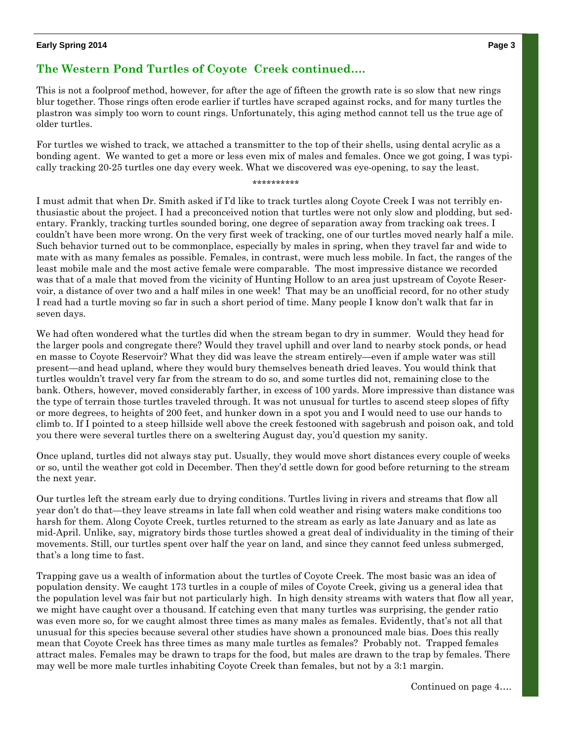## The Western Pond Turtles of Coyote Creek continued….

This is not a foolproof method, however, for after the age of fifteen the growth rate is so slow that new rings blur together. Those rings often erode earlier if turtles have scraped against rocks, and for many turtles the plastron was simply too worn to count rings. Unfortunately, this aging method cannot tell us the true age of older turtles.

For turtles we wished to track, we attached a transmitter to the top of their shells, using dental acrylic as a bonding agent. We wanted to get a more or less even mix of males and females. Once we got going, I was typically tracking 20-25 turtles one day every week. What we discovered was eye-opening, to say the least.

**********

I must admit that when Dr. Smith asked if I'd like to track turtles along Coyote Creek I was not terribly enthusiastic about the project. I had a preconceived notion that turtles were not only slow and plodding, but sedentary. Frankly, tracking turtles sounded boring, one degree of separation away from tracking oak trees. I couldn't have been more wrong. On the very first week of tracking, one of our turtles moved nearly half a mile. Such behavior turned out to be commonplace, especially by males in spring, when they travel far and wide to mate with as many females as possible. Females, in contrast, were much less mobile. In fact, the ranges of the least mobile male and the most active female were comparable. The most impressive distance we recorded was that of a male that moved from the vicinity of Hunting Hollow to an area just upstream of Coyote Reservoir, a distance of over two and a half miles in one week! That may be an unofficial record, for no other study I read had a turtle moving so far in such a short period of time. Many people I know don't walk that far in seven days.

We had often wondered what the turtles did when the stream began to dry in summer. Would they head for the larger pools and congregate there? Would they travel uphill and over land to nearby stock ponds, or head en masse to Coyote Reservoir? What they did was leave the stream entirely—even if ample water was still present—and head upland, where they would bury themselves beneath dried leaves. You would think that turtles wouldn't travel very far from the stream to do so, and some turtles did not, remaining close to the bank. Others, however, moved considerably farther, in excess of 100 yards. More impressive than distance was the type of terrain those turtles traveled through. It was not unusual for turtles to ascend steep slopes of fifty or more degrees, to heights of 200 feet, and hunker down in a spot you and I would need to use our hands to climb to. If I pointed to a steep hillside well above the creek festooned with sagebrush and poison oak, and told you there were several turtles there on a sweltering August day, you'd question my sanity.

Once upland, turtles did not always stay put. Usually, they would move short distances every couple of weeks or so, until the weather got cold in December. Then they'd settle down for good before returning to the stream the next year.

Our turtles left the stream early due to drying conditions. Turtles living in rivers and streams that flow all year don't do that—they leave streams in late fall when cold weather and rising waters make conditions too harsh for them. Along Coyote Creek, turtles returned to the stream as early as late January and as late as mid-April. Unlike, say, migratory birds those turtles showed a great deal of individuality in the timing of their movements. Still, our turtles spent over half the year on land, and since they cannot feed unless submerged, that's a long time to fast.

Trapping gave us a wealth of information about the turtles of Coyote Creek. The most basic was an idea of population density. We caught 173 turtles in a couple of miles of Coyote Creek, giving us a general idea that the population level was fair but not particularly high. In high density streams with waters that flow all year, we might have caught over a thousand. If catching even that many turtles was surprising, the gender ratio was even more so, for we caught almost three times as many males as females. Evidently, that's not all that unusual for this species because several other studies have shown a pronounced male bias. Does this really mean that Coyote Creek has three times as many male turtles as females? Probably not. Trapped females attract males. Females may be drawn to traps for the food, but males are drawn to the trap by females. There may well be more male turtles inhabiting Coyote Creek than females, but not by a 3:1 margin.

Continued on page 4….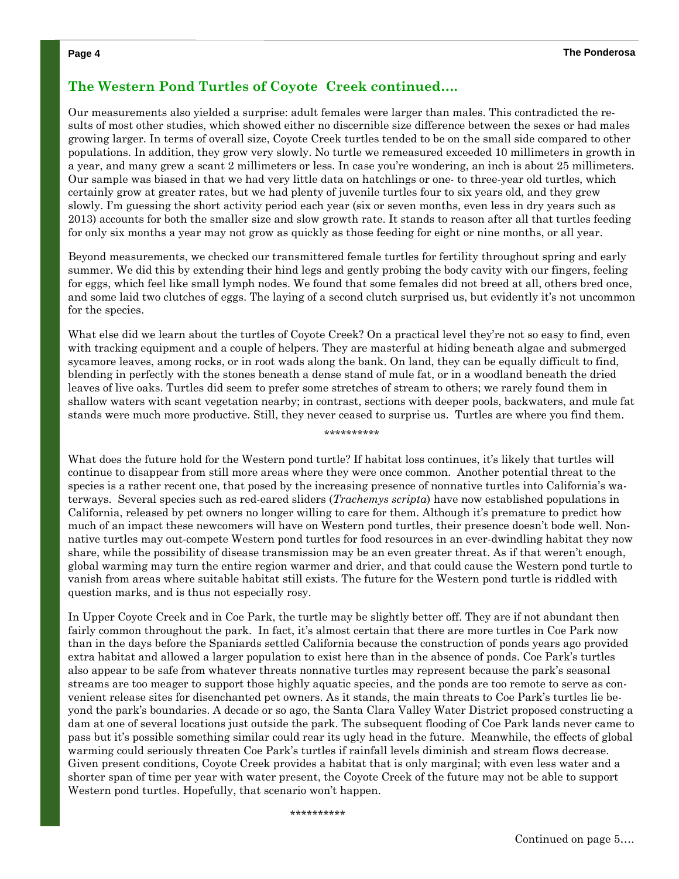## The Western Pond Turtles of Coyote Creek continued….

Our measurements also yielded a surprise: adult females were larger than males. This contradicted the results of most other studies, which showed either no discernible size difference between the sexes or had males growing larger. In terms of overall size, Coyote Creek turtles tended to be on the small side compared to other populations. In addition, they grow very slowly. No turtle we remeasured exceeded 10 millimeters in growth in a year, and many grew a scant 2 millimeters or less. In case you're wondering, an inch is about 25 millimeters. Our sample was biased in that we had very little data on hatchlings or one- to three-year old turtles, which certainly grow at greater rates, but we had plenty of juvenile turtles four to six years old, and they grew slowly. I'm guessing the short activity period each year (six or seven months, even less in dry years such as 2013) accounts for both the smaller size and slow growth rate. It stands to reason after all that turtles feeding for only six months a year may not grow as quickly as those feeding for eight or nine months, or all year.

Beyond measurements, we checked our transmittered female turtles for fertility throughout spring and early summer. We did this by extending their hind legs and gently probing the body cavity with our fingers, feeling for eggs, which feel like small lymph nodes. We found that some females did not breed at all, others bred once, and some laid two clutches of eggs. The laying of a second clutch surprised us, but evidently it's not uncommon for the species.

What else did we learn about the turtles of Coyote Creek? On a practical level they're not so easy to find, even with tracking equipment and a couple of helpers. They are masterful at hiding beneath algae and submerged sycamore leaves, among rocks, or in root wads along the bank. On land, they can be equally difficult to find, blending in perfectly with the stones beneath a dense stand of mule fat, or in a woodland beneath the dried leaves of live oaks. Turtles did seem to prefer some stretches of stream to others; we rarely found them in shallow waters with scant vegetation nearby; in contrast, sections with deeper pools, backwaters, and mule fat stands were much more productive. Still, they never ceased to surprise us. Turtles are where you find them.

**********

What does the future hold for the Western pond turtle? If habitat loss continues, it's likely that turtles will continue to disappear from still more areas where they were once common. Another potential threat to the species is a rather recent one, that posed by the increasing presence of nonnative turtles into California's waterways. Several species such as red-eared sliders (*Trachemys scripta*) have now established populations in California, released by pet owners no longer willing to care for them. Although it's premature to predict how much of an impact these newcomers will have on Western pond turtles, their presence doesn't bode well. Nonnative turtles may out-compete Western pond turtles for food resources in an ever-dwindling habitat they now share, while the possibility of disease transmission may be an even greater threat. As if that weren't enough, global warming may turn the entire region warmer and drier, and that could cause the Western pond turtle to vanish from areas where suitable habitat still exists. The future for the Western pond turtle is riddled with question marks, and is thus not especially rosy.

In Upper Coyote Creek and in Coe Park, the turtle may be slightly better off. They are if not abundant then fairly common throughout the park. In fact, it's almost certain that there are more turtles in Coe Park now than in the days before the Spaniards settled California because the construction of ponds years ago provided extra habitat and allowed a larger population to exist here than in the absence of ponds. Coe Park's turtles also appear to be safe from whatever threats nonnative turtles may represent because the park's seasonal streams are too meager to support those highly aquatic species, and the ponds are too remote to serve as convenient release sites for disenchanted pet owners. As it stands, the main threats to Coe Park's turtles lie beyond the park's boundaries. A decade or so ago, the Santa Clara Valley Water District proposed constructing a dam at one of several locations just outside the park. The subsequent flooding of Coe Park lands never came to pass but it's possible something similar could rear its ugly head in the future. Meanwhile, the effects of global warming could seriously threaten Coe Park's turtles if rainfall levels diminish and stream flows decrease. Given present conditions, Coyote Creek provides a habitat that is only marginal; with even less water and a shorter span of time per year with water present, the Coyote Creek of the future may not be able to support Western pond turtles. Hopefully, that scenario won't happen.

**********

Continued on page 5….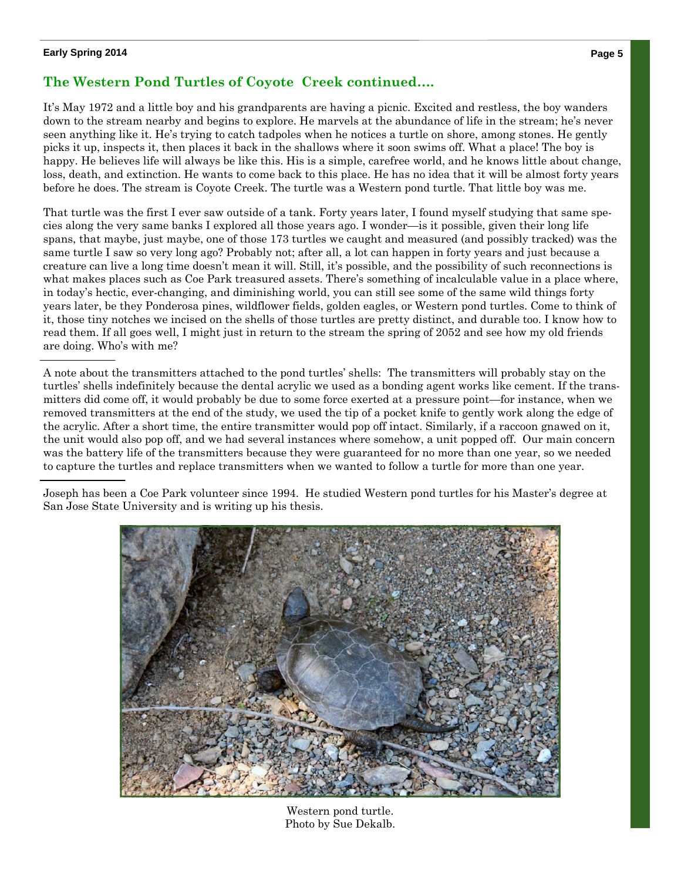## The Western Pond Turtles of Coyote Creek continued....

It's May 1972 and a little boy and his grandparents are having a picnic. Excited and restless, the boy wanders down to the stream nearby and begins to explore. He marvels at the abundance of life in the stream; he's never seen anything like it. He's trying to catch tadpoles when he notices a turtle on shore, among stones. He gently picks it up, inspects it, then places it back in the shallows where it soon swims off. What a place! The boy is happy. He believes life will always be like this. His is a simple, carefree world, and he knows little about change, loss, death, and extinction. He wants to come back to this place. He has no idea that it will be almost forty years before he does. The stream is Coyote Creek. The turtle was a Western pond turtle. That little boy was me.

That turtle was the first I ever saw outside of a tank. Forty years later, I found myself studying that same species along the very same banks I explored all those years ago. I wonder—is it possible, given their long life spans, that maybe, just maybe, one of those 173 turtles we caught and measured (and possibly tracked) was the same turtle I saw so very long ago? Probably not; after all, a lot can happen in forty years and just because a creature can live a long time doesn't mean it will. Still, it's possible, and the possibility of such reconnections is what makes places such as Coe Park treasured assets. There's something of incalculable value in a place where, in today's hectic, ever-changing, and diminishing world, you can still see some of the same wild things forty years later, be they Ponderosa pines, wildflower fields, golden eagles, or Western pond turtles. Come to think of it, those tiny notches we incised on the shells of those turtles are pretty distinct, and durable too. I know how to read them. If all goes well, I might just in return to the stream the spring of 2052 and see how my old friends are doing. Who's with me?

---

A note about the transmitters attached to the pond turtles' shells: The transmitters will probably stay on the turtles' shells indefinitely because the dental acrylic we used as a bonding agent works like cement. If the transmitters did come off, it would probably be due to some force exerted at a pressure point—for instance, when we removed transmitters at the end of the study, we used the tip of a pocket knife to gently work along the edge of the acrylic. After a short time, the entire transmitter would pop off intact. Similarly, if a raccoon gnawed on it, the unit would also pop off, and we had several instances where somehow, a unit popped off. Our main concern was the battery life of the transmitters because they were guaranteed for no more than one year, so we needed to capture the turtles and replace transmitters when we wanted to follow a turtle for more than one year.

---

Joseph has been a Coe Park volunteer since 1994. He studied Western pond turtles for his Master's degree at San Jose State University and is writing up his thesis.

Western pond turtle.
Photo by Sue Dekalb.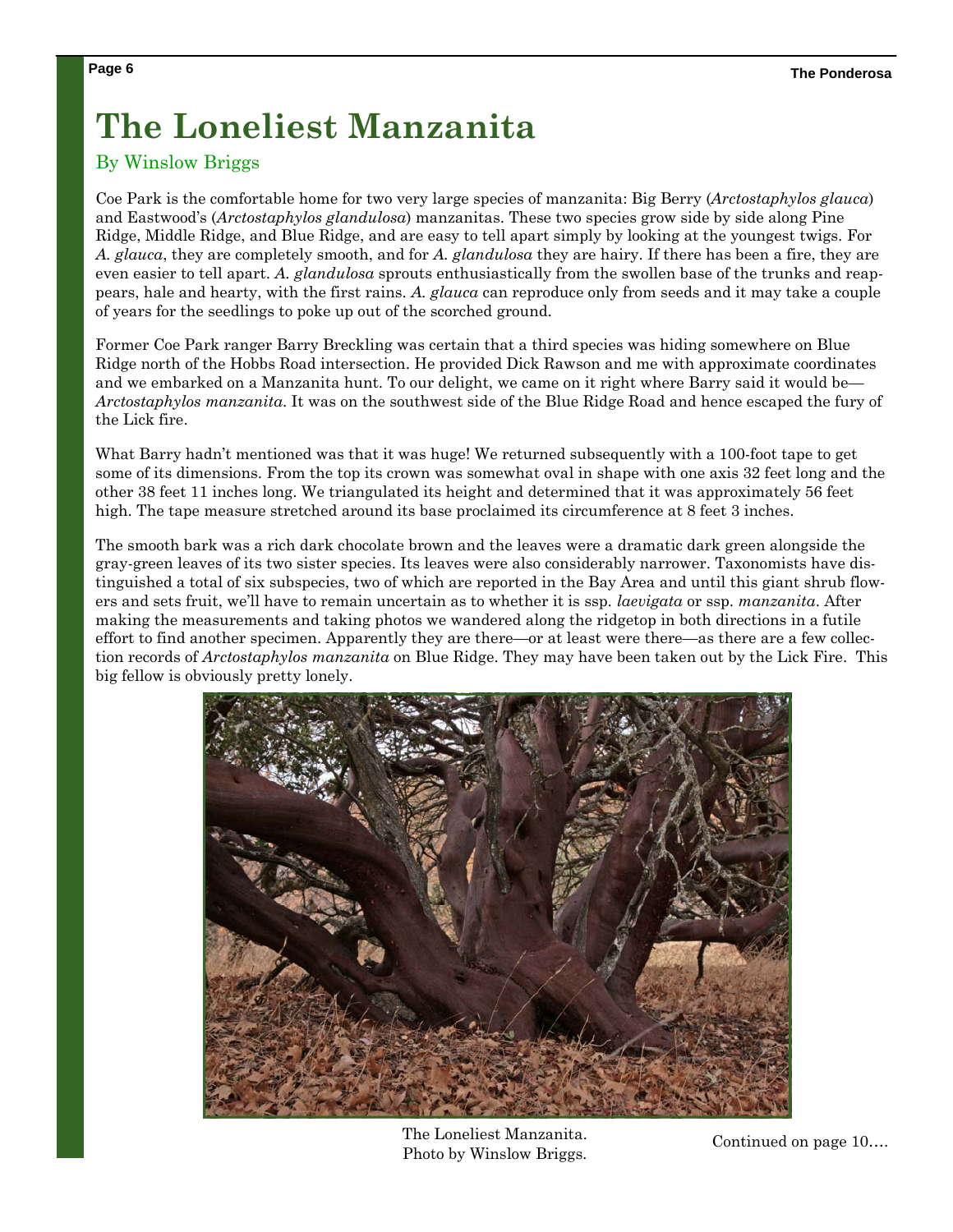# The Loneliest Manzanita

By Winslow Briggs

Coe Park is the comfortable home for two very large species of manzanita: Big Berry (*Arctostaphylos glauca*) and Eastwood's (*Arctostaphylos glandulosa*) manzanitas. These two species grow side by side along Pine Ridge, Middle Ridge, and Blue Ridge, and are easy to tell apart simply by looking at the youngest twigs. For *A. glauca*, they are completely smooth, and for *A. glandulosa* they are hairy. If there has been a fire, they are even easier to tell apart. *A. glandulosa* sprouts enthusiastically from the swollen base of the trunks and reappears, hale and hearty, with the first rains. *A. glauca* can reproduce only from seeds and it may take a couple of years for the seedlings to poke up out of the scorched ground.

Former Coe Park ranger Barry Breckling was certain that a third species was hiding somewhere on Blue Ridge north of the Hobbs Road intersection. He provided Dick Rawson and me with approximate coordinates and we embarked on a Manzanita hunt. To our delight, we came on it right where Barry said it would be—*Arctostaphylos manzanita*. It was on the southwest side of the Blue Ridge Road and hence escaped the fury of the Lick fire.

What Barry hadn't mentioned was that it was huge! We returned subsequently with a 100-foot tape to get some of its dimensions. From the top its crown was somewhat oval in shape with one axis 32 feet long and the other 38 feet 11 inches long. We triangulated its height and determined that it was approximately 56 feet high. The tape measure stretched around its base proclaimed its circumference at 8 feet 3 inches.

The smooth bark was a rich dark chocolate brown and the leaves were a dramatic dark green alongside the gray-green leaves of its two sister species. Its leaves were also considerably narrower. Taxonomists have distinguished a total of six subspecies, two of which are reported in the Bay Area and until this giant shrub flowers and sets fruit, we'll have to remain uncertain as to whether it is ssp. *laevigata* or ssp. *manzanita*. After making the measurements and taking photos we wandered along the ridgetop in both directions in a futile effort to find another specimen. Apparently they are there—or at least were there—as there are a few collection records of *Arctostaphylos manzanita* on Blue Ridge. They may have been taken out by the Lick Fire. This big fellow is obviously pretty lonely.

The Loneliest Manzanita.
Photo by Winslow Briggs.

Continued on page 10….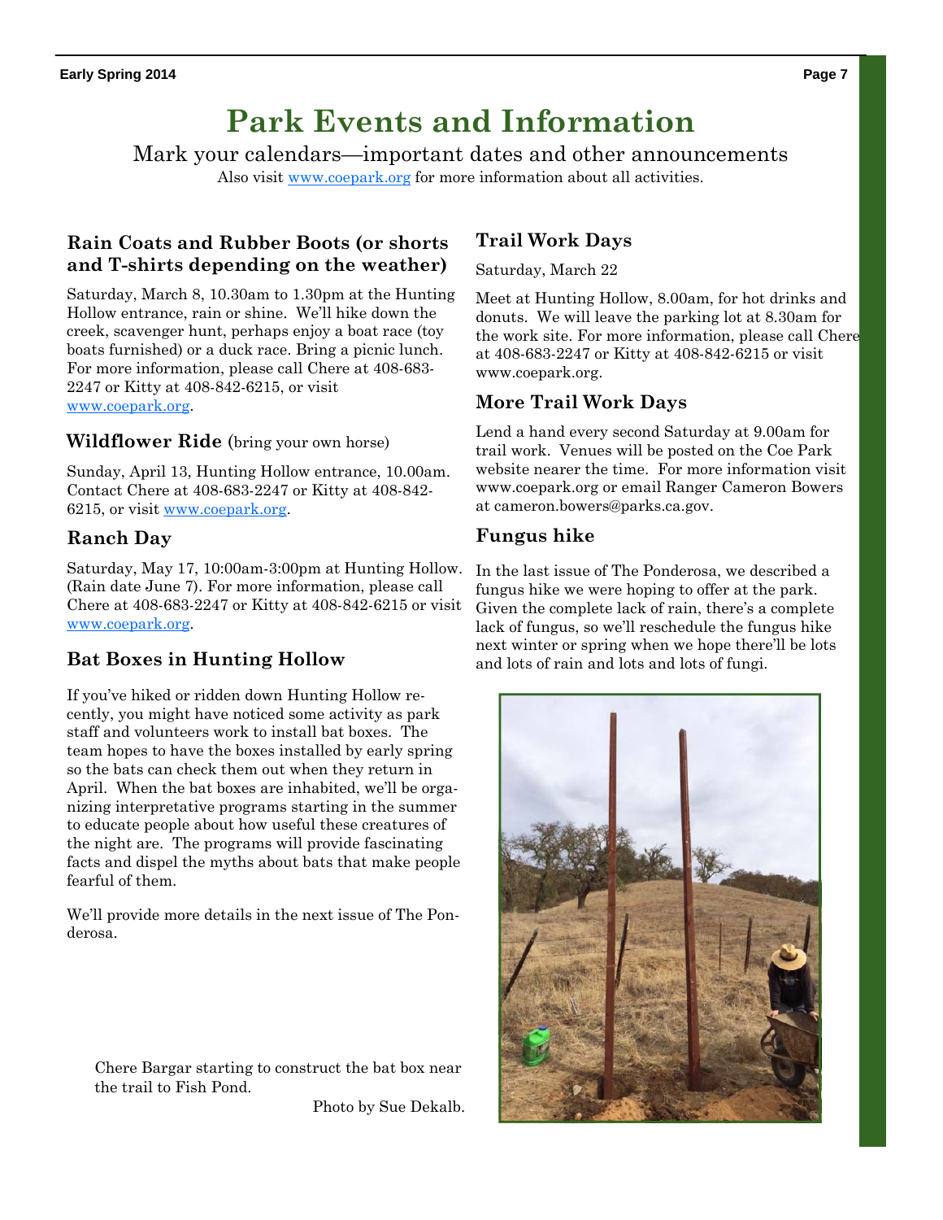// Park Events and Information

# Park Events and Information

Mark your calendars—important dates and other announcements

Also visit www.coepark.org for more information about all activities.

## Rain Coats and Rubber Boots (or shorts and T-shirts depending on the weather)

Saturday, March 8, 10.30am to 1.30pm at the Hunting Hollow entrance, rain or shine. We'll hike down the creek, scavenger hunt, perhaps enjoy a boat race (toy boats furnished) or a duck race. Bring a picnic lunch. For more information, please call Chere at 408-683-2247 or Kitty at 408-842-6215, or visit www.coepark.org.

## Wildflower Ride (bring your own horse)

Sunday, April 13, Hunting Hollow entrance, 10.00am. Contact Chere at 408-683-2247 or Kitty at 408-842-6215, or visit www.coepark.org.

## Ranch Day

Saturday, May 17, 10:00am-3:00pm at Hunting Hollow. (Rain date June 7). For more information, please call Chere at 408-683-2247 or Kitty at 408-842-6215 or visit www.coepark.org.

## Bat Boxes in Hunting Hollow

If you've hiked or ridden down Hunting Hollow recently, you might have noticed some activity as park staff and volunteers work to install bat boxes. The team hopes to have the boxes installed by early spring so the bats can check them out when they return in April. When the bat boxes are inhabited, we'll be organizing interpretative programs starting in the summer to educate people about how useful these creatures of the night are. The programs will provide fascinating facts and dispel the myths about bats that make people fearful of them.

We'll provide more details in the next issue of The Ponderosa.

Chere Bargar starting to construct the bat box near the trail to Fish Pond.

Photo by Sue Dekalb.

## Trail Work Days

Saturday, March 22

Meet at Hunting Hollow, 8.00am, for hot drinks and donuts. We will leave the parking lot at 8.30am for the work site. For more information, please call Chere at 408-683-2247 or Kitty at 408-842-6215 or visit www.coepark.org.

## More Trail Work Days

Lend a hand every second Saturday at 9.00am for trail work. Venues will be posted on the Coe Park website nearer the time. For more information visit www.coepark.org or email Ranger Cameron Bowers at cameron.bowers@parks.ca.gov.

## Fungus hike

In the last issue of The Ponderosa, we described a fungus hike we were hoping to offer at the park. Given the complete lack of rain, there's a complete lack of fungus, so we'll reschedule the fungus hike next winter or spring when we hope there'll be lots and lots of rain and lots and lots of fungi.

# Park Events and Information

Mark your calendars—important dates and other announcements

Also visit www.coepark.org for more information about all activities.

## Rain Coats and Rubber Boots (or shorts and T-shirts depending on the weather)

Saturday, March 8, 10.30am to 1.30pm at the Hunting Hollow entrance, rain or shine. We'll hike down the creek, scavenger hunt, perhaps enjoy a boat race (toy boats furnished) or a duck race. Bring a picnic lunch. For more information, please call Chere at 408-683-2247 or Kitty at 408-842-6215, or visit www.coepark.org.

## Wildflower Ride (bring your own horse)

Sunday, April 13, Hunting Hollow entrance, 10.00am. Contact Chere at 408-683-2247 or Kitty at 408-842-6215, or visit www.coepark.org.

## Ranch Day

Saturday, May 17, 10:00am-3:00pm at Hunting Hollow. (Rain date June 7). For more information, please call Chere at 408-683-2247 or Kitty at 408-842-6215 or visit www.coepark.org.

## Bat Boxes in Hunting Hollow

If you've hiked or ridden down Hunting Hollow recently, you might have noticed some activity as park staff and volunteers work to install bat boxes. The team hopes to have the boxes installed by early spring so the bats can check them out when they return in April. When the bat boxes are inhabited, we'll be organizing interpretative programs starting in the summer to educate people about how useful these creatures of the night are. The programs will provide fascinating facts and dispel the myths about bats that make people fearful of them.

We'll provide more details in the next issue of The Ponderosa.

Chere Bargar starting to construct the bat box near the trail to Fish Pond.

Photo by Sue Dekalb.

## Trail Work Days

Saturday, March 22

Meet at Hunting Hollow, 8.00am, for hot drinks and donuts. We will leave the parking lot at 8.30am for the work site. For more information, please call Chere at 408-683-2247 or Kitty at 408-842-6215 or visit www.coepark.org.

## More Trail Work Days

Lend a hand every second Saturday at 9.00am for trail work. Venues will be posted on the Coe Park website nearer the time. For more information visit www.coepark.org or email Ranger Cameron Bowers at cameron.bowers@parks.ca.gov.

## Fungus hike

In the last issue of The Ponderosa, we described a fungus hike we were hoping to offer at the park. Given the complete lack of rain, there's a complete lack of fungus, so we'll reschedule the fungus hike next winter or spring when we hope there'll be lots and lots of rain and lots and lots of fungi.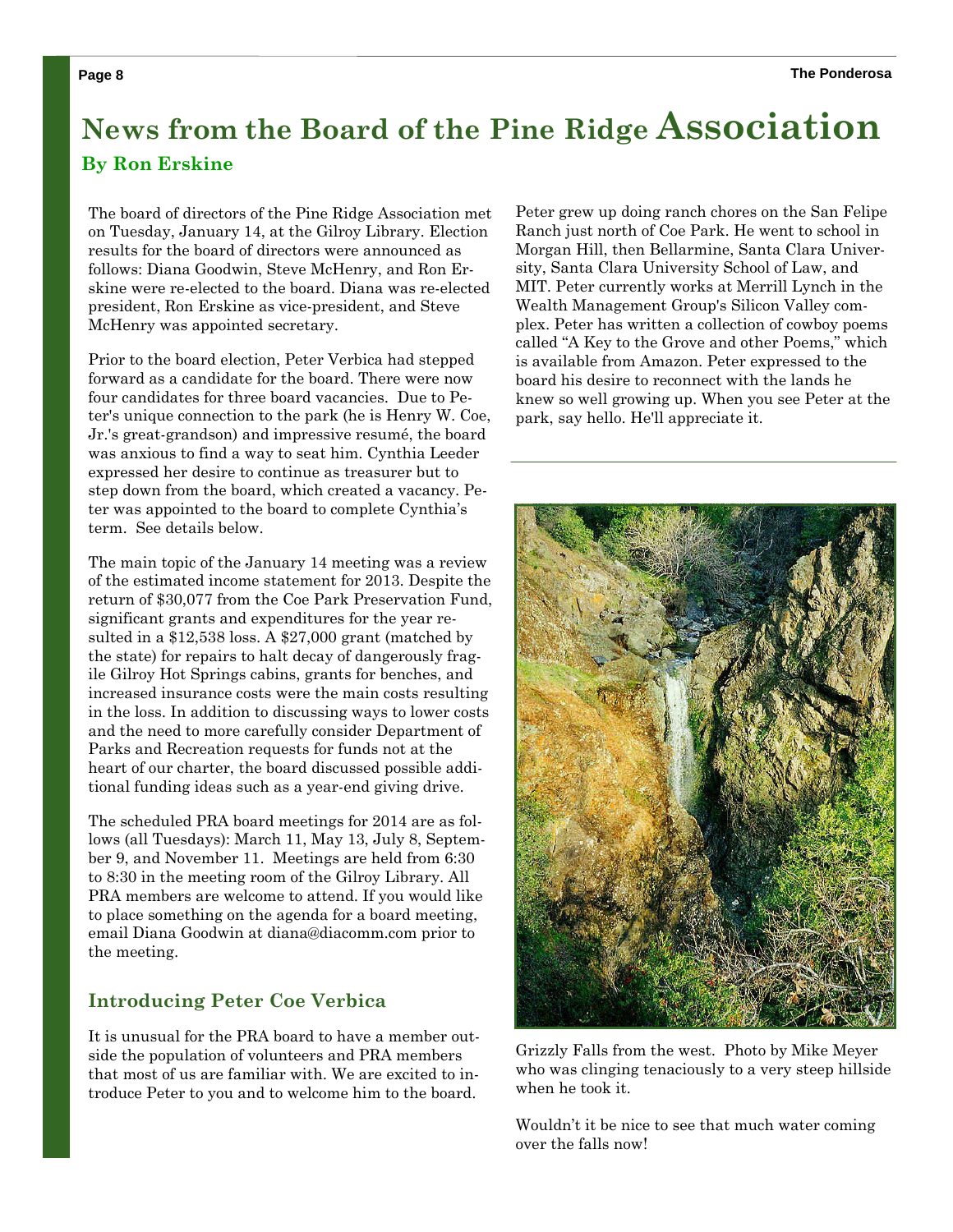# News from the Board of the Pine Ridge Association

**By Ron Erskine**

The board of directors of the Pine Ridge Association met on Tuesday, January 14, at the Gilroy Library. Election results for the board of directors were announced as follows: Diana Goodwin, Steve McHenry, and Ron Erskine were re-elected to the board. Diana was re-elected president, Ron Erskine as vice-president, and Steve McHenry was appointed secretary.

Prior to the board election, Peter Verbica had stepped forward as a candidate for the board. There were now four candidates for three board vacancies. Due to Peter's unique connection to the park (he is Henry W. Coe, Jr.'s great-grandson) and impressive resumé, the board was anxious to find a way to seat him. Cynthia Leeder expressed her desire to continue as treasurer but to step down from the board, which created a vacancy. Peter was appointed to the board to complete Cynthia's term. See details below.

The main topic of the January 14 meeting was a review of the estimated income statement for 2013. Despite the return of $30,077 from the Coe Park Preservation Fund, significant grants and expenditures for the year resulted in a $12,538 loss. A $27,000 grant (matched by the state) for repairs to halt decay of dangerously fragile Gilroy Hot Springs cabins, grants for benches, and increased insurance costs were the main costs resulting in the loss. In addition to discussing ways to lower costs and the need to more carefully consider Department of Parks and Recreation requests for funds not at the heart of our charter, the board discussed possible additional funding ideas such as a year-end giving drive.

The scheduled PRA board meetings for 2014 are as follows (all Tuesdays): March 11, May 13, July 8, September 9, and November 11. Meetings are held from 6:30 to 8:30 in the meeting room of the Gilroy Library. All PRA members are welcome to attend. If you would like to place something on the agenda for a board meeting, email Diana Goodwin at diana@diacomm.com prior to the meeting.

## Introducing Peter Coe Verbica

It is unusual for the PRA board to have a member outside the population of volunteers and PRA members that most of us are familiar with. We are excited to introduce Peter to you and to welcome him to the board.

Peter grew up doing ranch chores on the San Felipe Ranch just north of Coe Park. He went to school in Morgan Hill, then Bellarmine, Santa Clara University, Santa Clara University School of Law, and MIT. Peter currently works at Merrill Lynch in the Wealth Management Group's Silicon Valley complex. Peter has written a collection of cowboy poems called "A Key to the Grove and other Poems," which is available from Amazon. Peter expressed to the board his desire to reconnect with the lands he knew so well growing up. When you see Peter at the park, say hello. He'll appreciate it.

---

Grizzly Falls from the west. Photo by Mike Meyer who was clinging tenaciously to a very steep hillside when he took it.

Wouldn't it be nice to see that much water coming over the falls now!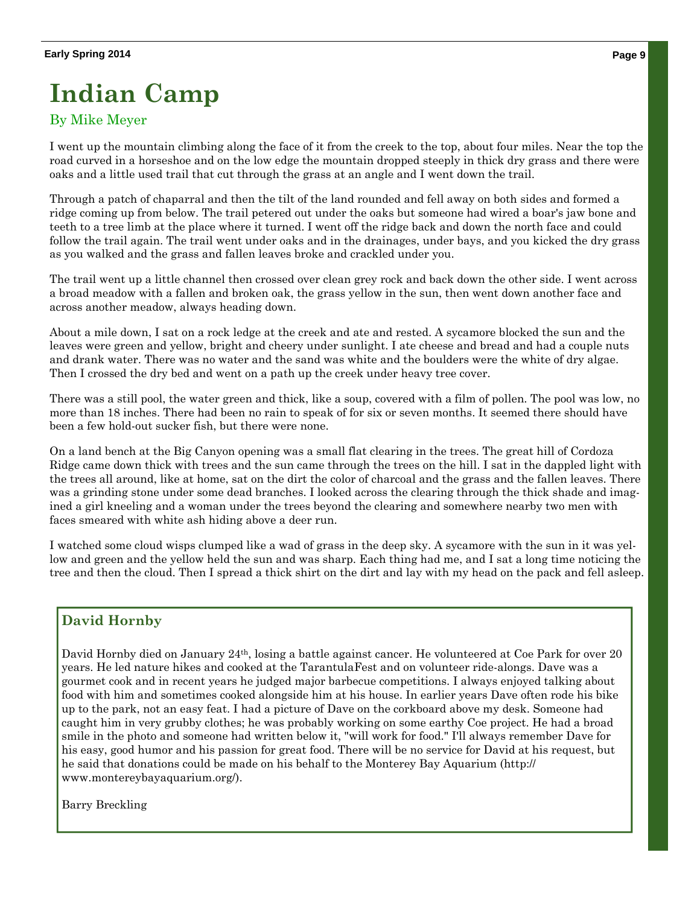# Indian Camp

By Mike Meyer

I went up the mountain climbing along the face of it from the creek to the top, about four miles. Near the top the road curved in a horseshoe and on the low edge the mountain dropped steeply in thick dry grass and there were oaks and a little used trail that cut through the grass at an angle and I went down the trail.

Through a patch of chaparral and then the tilt of the land rounded and fell away on both sides and formed a ridge coming up from below. The trail petered out under the oaks but someone had wired a boar's jaw bone and teeth to a tree limb at the place where it turned. I went off the ridge back and down the north face and could follow the trail again. The trail went under oaks and in the drainages, under bays, and you kicked the dry grass as you walked and the grass and fallen leaves broke and crackled under you.

The trail went up a little channel then crossed over clean grey rock and back down the other side. I went across a broad meadow with a fallen and broken oak, the grass yellow in the sun, then went down another face and across another meadow, always heading down.

About a mile down, I sat on a rock ledge at the creek and ate and rested. A sycamore blocked the sun and the leaves were green and yellow, bright and cheery under sunlight. I ate cheese and bread and had a couple nuts and drank water. There was no water and the sand was white and the boulders were the white of dry algae. Then I crossed the dry bed and went on a path up the creek under heavy tree cover.

There was a still pool, the water green and thick, like a soup, covered with a film of pollen. The pool was low, no more than 18 inches. There had been no rain to speak of for six or seven months. It seemed there should have been a few hold-out sucker fish, but there were none.

On a land bench at the Big Canyon opening was a small flat clearing in the trees. The great hill of Cordoza Ridge came down thick with trees and the sun came through the trees on the hill. I sat in the dappled light with the trees all around, like at home, sat on the dirt the color of charcoal and the grass and the fallen leaves. There was a grinding stone under some dead branches. I looked across the clearing through the thick shade and imagined a girl kneeling and a woman under the trees beyond the clearing and somewhere nearby two men with faces smeared with white ash hiding above a deer run.

I watched some cloud wisps clumped like a wad of grass in the deep sky. A sycamore with the sun in it was yellow and green and the yellow held the sun and was sharp. Each thing had me, and I sat a long time noticing the tree and then the cloud. Then I spread a thick shirt on the dirt and lay with my head on the pack and fell asleep.

## David Hornby

David Hornby died on January 24th, losing a battle against cancer. He volunteered at Coe Park for over 20 years. He led nature hikes and cooked at the TarantulaFest and on volunteer ride-alongs. Dave was a gourmet cook and in recent years he judged major barbecue competitions. I always enjoyed talking about food with him and sometimes cooked alongside him at his house. In earlier years Dave often rode his bike up to the park, not an easy feat. I had a picture of Dave on the corkboard above my desk. Someone had caught him in very grubby clothes; he was probably working on some earthy Coe project. He had a broad smile in the photo and someone had written below it, "will work for food." I'll always remember Dave for his easy, good humor and his passion for great food. There will be no service for David at his request, but he said that donations could be made on his behalf to the Monterey Bay Aquarium (http://www.montereybayaquarium.org/).

Barry Breckling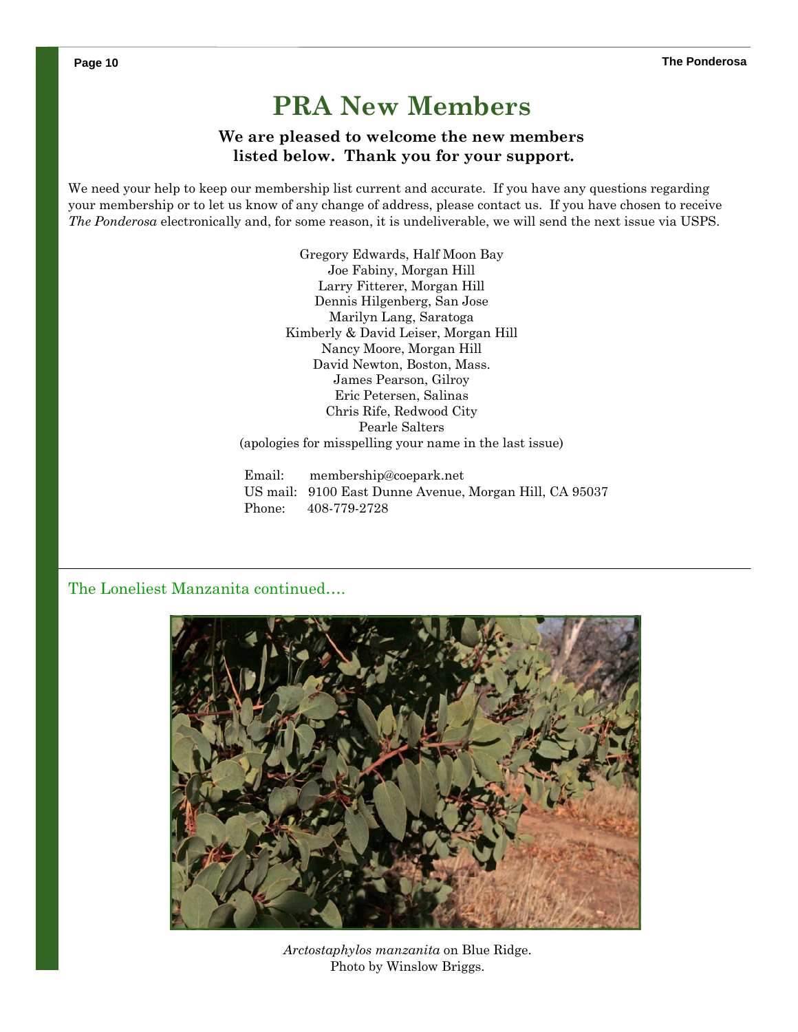# PRA New Members

**We are pleased to welcome the new members listed below. Thank you for your support.**

We need your help to keep our membership list current and accurate. If you have any questions regarding your membership or to let us know of any change of address, please contact us. If you have chosen to receive *The Ponderosa* electronically and, for some reason, it is undeliverable, we will send the next issue via USPS.

Gregory Edwards, Half Moon Bay
Joe Fabiny, Morgan Hill
Larry Fitterer, Morgan Hill
Dennis Hilgenberg, San Jose
Marilyn Lang, Saratoga
Kimberly & David Leiser, Morgan Hill
Nancy Moore, Morgan Hill
David Newton, Boston, Mass.
James Pearson, Gilroy
Eric Petersen, Salinas
Chris Rife, Redwood City
Pearle Salters
(apologies for misspelling your name in the last issue)

Email: membership@coepark.net
US mail: 9100 East Dunne Avenue, Morgan Hill, CA 95037
Phone: 408-779-2728

---

## The Loneliest Manzanita continued….

*Arctostaphylos manzanita* on Blue Ridge.
Photo by Winslow Briggs.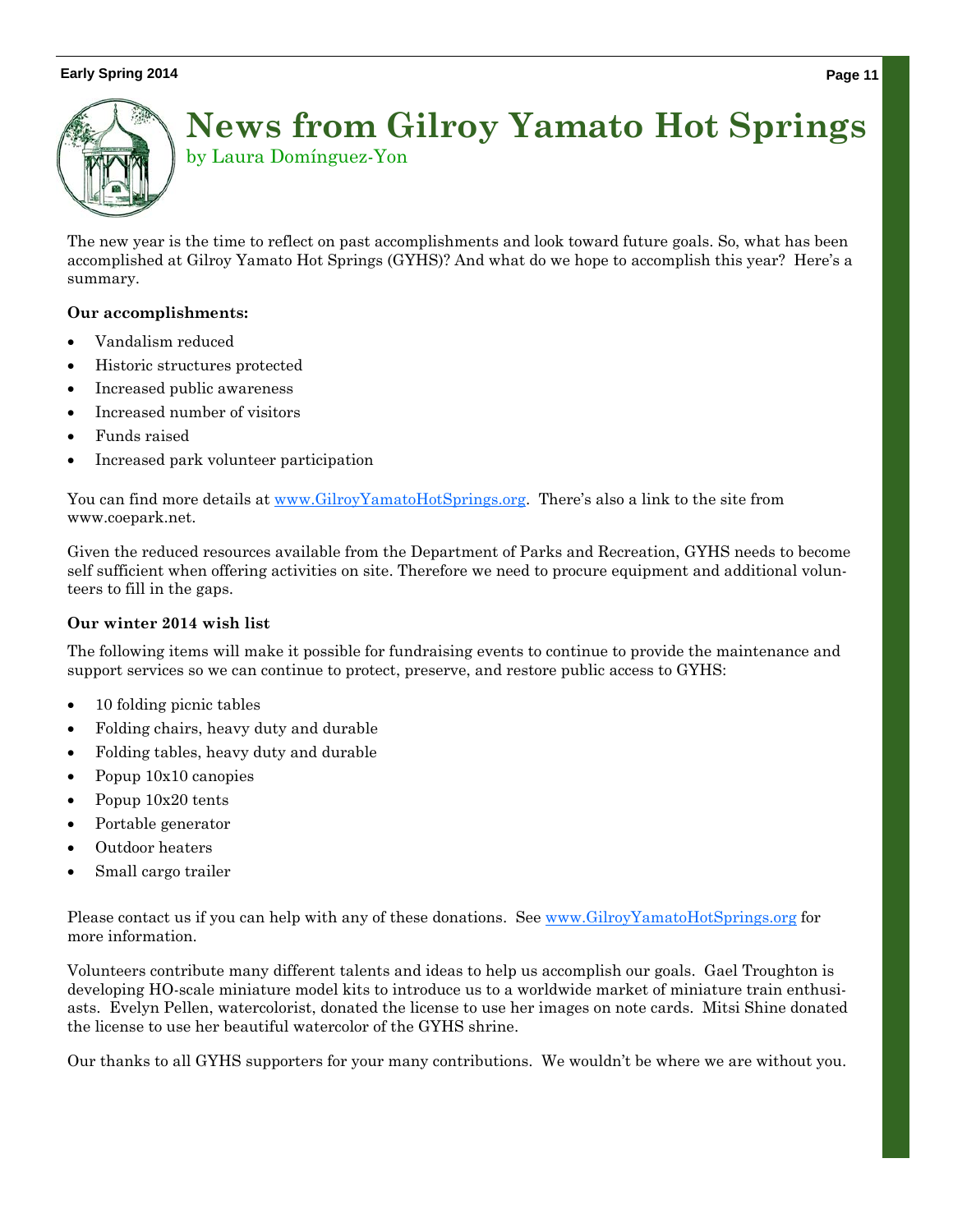# News from Gilroy Yamato Hot Springs

by Laura Domínguez-Yon

The new year is the time to reflect on past accomplishments and look toward future goals. So, what has been accomplished at Gilroy Yamato Hot Springs (GYHS)? And what do we hope to accomplish this year? Here's a summary.

**Our accomplishments:**

- Vandalism reduced
- Historic structures protected
- Increased public awareness
- Increased number of visitors
- Funds raised
- Increased park volunteer participation

You can find more details at www.GilroyYamatoHotSprings.org. There's also a link to the site from www.coepark.net.

Given the reduced resources available from the Department of Parks and Recreation, GYHS needs to become self sufficient when offering activities on site. Therefore we need to procure equipment and additional volunteers to fill in the gaps.

**Our winter 2014 wish list**

The following items will make it possible for fundraising events to continue to provide the maintenance and support services so we can continue to protect, preserve, and restore public access to GYHS:

- 10 folding picnic tables
- Folding chairs, heavy duty and durable
- Folding tables, heavy duty and durable
- Popup 10x10 canopies
- Popup 10x20 tents
- Portable generator
- Outdoor heaters
- Small cargo trailer

Please contact us if you can help with any of these donations. See www.GilroyYamatoHotSprings.org for more information.

Volunteers contribute many different talents and ideas to help us accomplish our goals. Gael Troughton is developing HO-scale miniature model kits to introduce us to a worldwide market of miniature train enthusiasts. Evelyn Pellen, watercolorist, donated the license to use her images on note cards. Mitsi Shine donated the license to use her beautiful watercolor of the GYHS shrine.

Our thanks to all GYHS supporters for your many contributions. We wouldn't be where we are without you.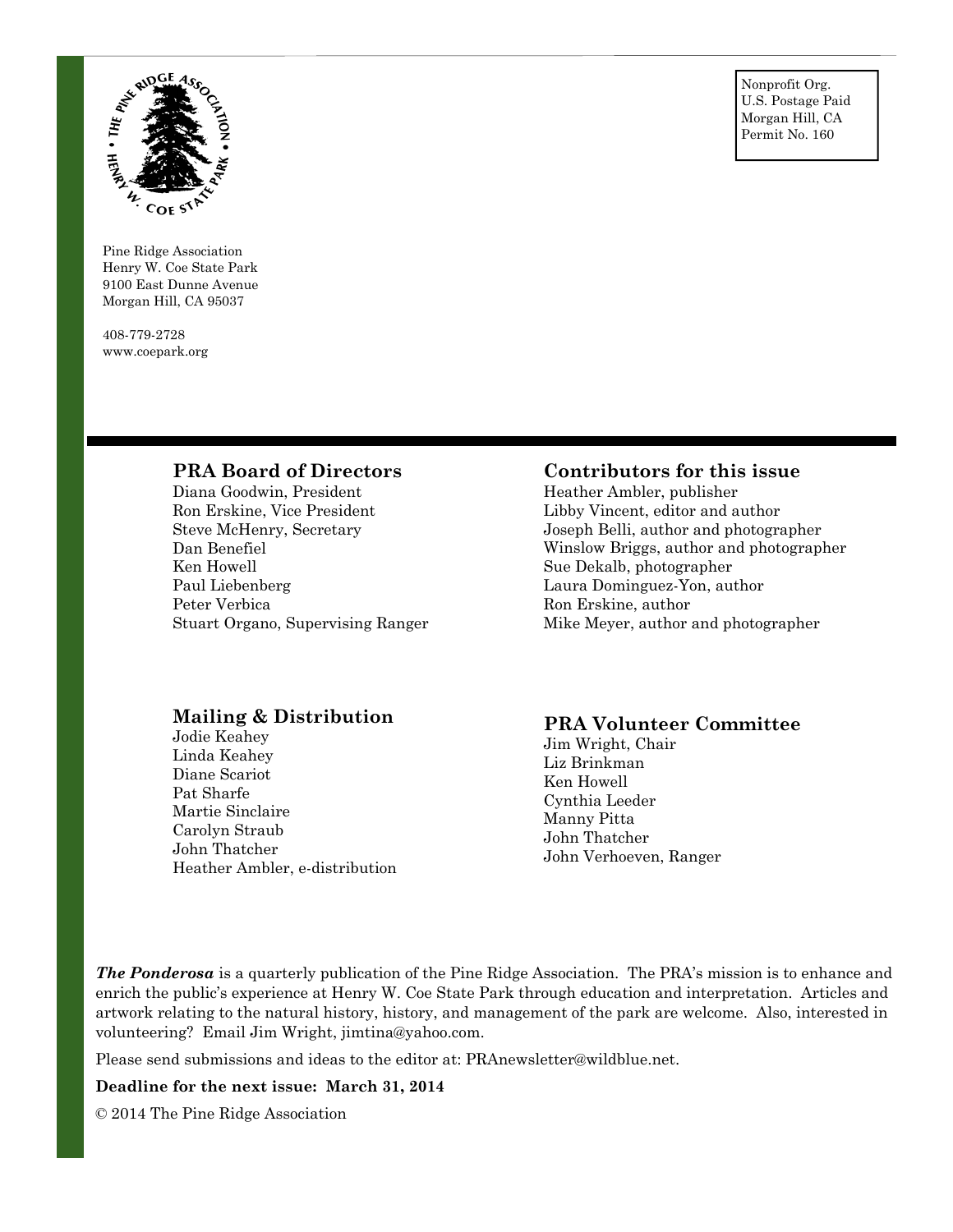Nonprofit Org.
U.S. Postage Paid
Morgan Hill, CA
Permit No. 160

THE PINE RIDGE ASSOCIATION • HENRY W. COE STATE PARK •

Pine Ridge Association
Henry W. Coe State Park
9100 East Dunne Avenue
Morgan Hill, CA 95037

408-779-2728
www.coepark.org

## PRA Board of Directors

Diana Goodwin, President
Ron Erskine, Vice President
Steve McHenry, Secretary
Dan Benefiel
Ken Howell
Paul Liebenberg
Peter Verbica
Stuart Organo, Supervising Ranger

## Contributors for this issue

Heather Ambler, publisher
Libby Vincent, editor and author
Joseph Belli, author and photographer
Winslow Briggs, author and photographer
Sue Dekalb, photographer
Laura Dominguez-Yon, author
Ron Erskine, author
Mike Meyer, author and photographer

## Mailing & Distribution

Jodie Keahey
Linda Keahey
Diane Scariot
Pat Sharfe
Martie Sinclaire
Carolyn Straub
John Thatcher
Heather Ambler, e-distribution

## PRA Volunteer Committee

Jim Wright, Chair
Liz Brinkman
Ken Howell
Cynthia Leeder
Manny Pitta
John Thatcher
John Verhoeven, Ranger

***The Ponderosa*** is a quarterly publication of the Pine Ridge Association. The PRA's mission is to enhance and enrich the public's experience at Henry W. Coe State Park through education and interpretation. Articles and artwork relating to the natural history, history, and management of the park are welcome. Also, interested in volunteering? Email Jim Wright, jimtina@yahoo.com.

Please send submissions and ideas to the editor at: PRAnewsletter@wildblue.net.

**Deadline for the next issue: March 31, 2014**

© 2014 The Pine Ridge Association